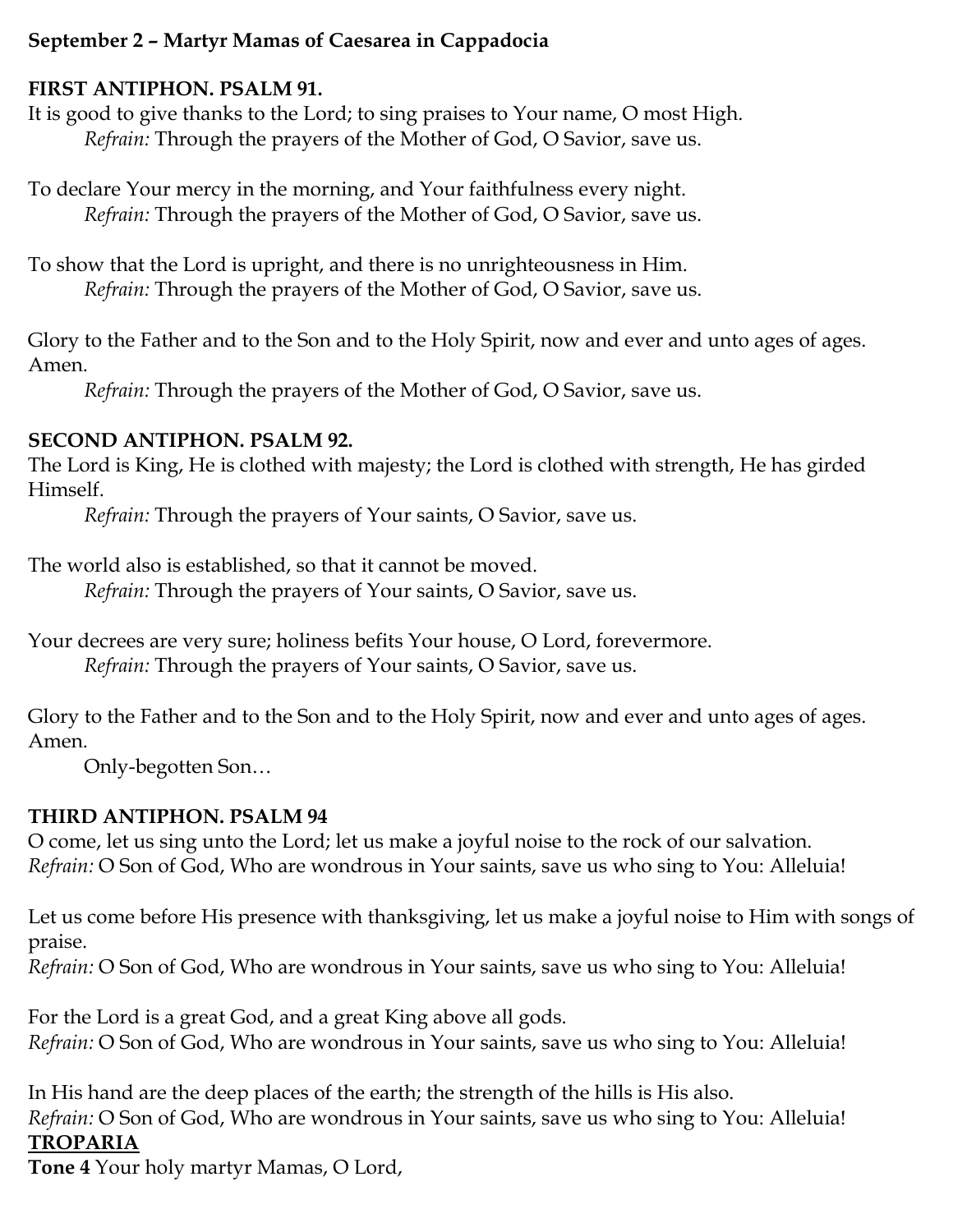**September 2 – Martyr Mamas of Caesarea in Cappadocia**

**FIRST ANTIPHON. PSALM 91.**

It is good to give thanks to the Lord; to sing praises to Your name, O most High.

*Refrain:* Through the prayers of the Mother of God, O Savior, save us.

To declare Your mercy in the morning, and Your faithfulness every night.

*Refrain:* Through the prayers of the Mother of God, O Savior, save us.

To show that the Lord is upright, and there is no unrighteousness in Him.

*Refrain:* Through the prayers of the Mother of God, O Savior, save us.

Glory to the Father and to the Son and to the Holy Spirit, now and ever and unto ages of ages. Amen.

*Refrain:* Through the prayers of the Mother of God, O Savior, save us.

**SECOND ANTIPHON. PSALM 92.**

The Lord is King, He is clothed with majesty; the Lord is clothed with strength, He has girded Himself.

*Refrain:* Through the prayers of Your saints, O Savior, save us.

The world also is established, so that it cannot be moved.

*Refrain:* Through the prayers of Your saints, O Savior, save us.

Your decrees are very sure; holiness befits Your house, O Lord, forevermore.

*Refrain:* Through the prayers of Your saints, O Savior, save us.

Glory to the Father and to the Son and to the Holy Spirit, now and ever and unto ages of ages. Amen.

Only-begotten Son…

**THIRD ANTIPHON. PSALM 94**

O come, let us sing unto the Lord; let us make a joyful noise to the rock of our salvation.

*Refrain:* O Son of God, Who are wondrous in Your saints, save us who sing to You: Alleluia!

Let us come before His presence with thanksgiving, let us make a joyful noise to Him with songs of praise.

*Refrain:* O Son of God, Who are wondrous in Your saints, save us who sing to You: Alleluia!

For the Lord is a great God, and a great King above all gods.

*Refrain:* O Son of God, Who are wondrous in Your saints, save us who sing to You: Alleluia!

In His hand are the deep places of the earth; the strength of the hills is His also.

*Refrain:* O Son of God, Who are wondrous in Your saints, save us who sing to You: Alleluia!

**<u>TROPARIA</u>**

**Tone 4** Your holy martyr Mamas, O Lord,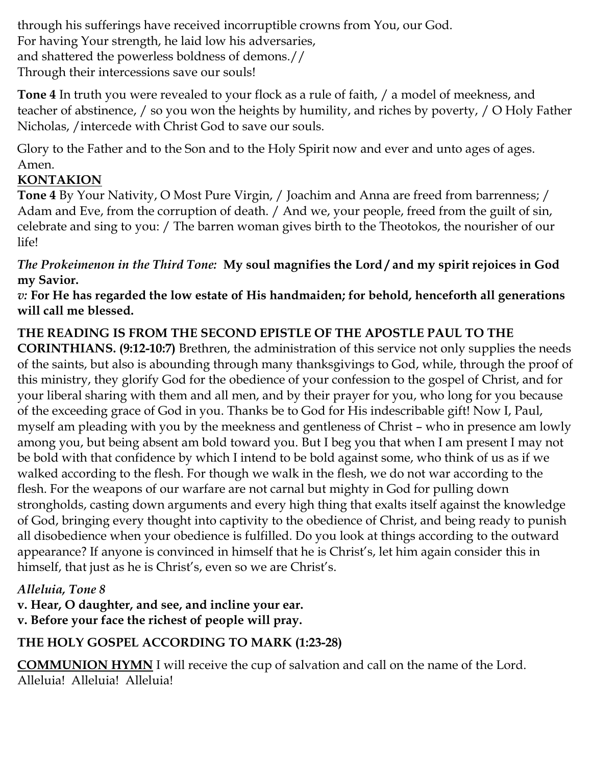through his sufferings have received incorruptible crowns from You, our God.
For having Your strength, he laid low his adversaries,
and shattered the powerless boldness of demons.//
Through their intercessions save our souls!

**Tone 4** In truth you were revealed to your flock as a rule of faith, / a model of meekness, and teacher of abstinence, / so you won the heights by humility, and riches by poverty, / O Holy Father Nicholas, /intercede with Christ God to save our souls.

Glory to the Father and to the Son and to the Holy Spirit now and ever and unto ages of ages. Amen.

**KONTAKION**

**Tone 4** By Your Nativity, O Most Pure Virgin, / Joachim and Anna are freed from barrenness; / Adam and Eve, from the corruption of death. / And we, your people, freed from the guilt of sin, celebrate and sing to you: / The barren woman gives birth to the Theotokos, the nourisher of our life!

***The Prokeimenon in the Third Tone:*** **My soul magnifies the Lord / and my spirit rejoices in God my Savior.**

***v:*** **For He has regarded the low estate of His handmaiden; for behold, henceforth all generations will call me blessed.**

**THE READING IS FROM THE SECOND EPISTLE OF THE APOSTLE PAUL TO THE CORINTHIANS. (9:12-10:7)** Brethren, the administration of this service not only supplies the needs of the saints, but also is abounding through many thanksgivings to God, while, through the proof of this ministry, they glorify God for the obedience of your confession to the gospel of Christ, and for your liberal sharing with them and all men, and by their prayer for you, who long for you because of the exceeding grace of God in you. Thanks be to God for His indescribable gift! Now I, Paul, myself am pleading with you by the meekness and gentleness of Christ – who in presence am lowly among you, but being absent am bold toward you. But I beg you that when I am present I may not be bold with that confidence by which I intend to be bold against some, who think of us as if we walked according to the flesh. For though we walk in the flesh, we do not war according to the flesh. For the weapons of our warfare are not carnal but mighty in God for pulling down strongholds, casting down arguments and every high thing that exalts itself against the knowledge of God, bringing every thought into captivity to the obedience of Christ, and being ready to punish all disobedience when your obedience is fulfilled. Do you look at things according to the outward appearance? If anyone is convinced in himself that he is Christ's, let him again consider this in himself, that just as he is Christ's, even so we are Christ's.

***Alleluia, Tone 8***

**v. Hear, O daughter, and see, and incline your ear.**

**v. Before your face the richest of people will pray.**

**THE HOLY GOSPEL ACCORDING TO MARK (1:23-28)**

**COMMUNION HYMN** I will receive the cup of salvation and call on the name of the Lord. Alleluia! Alleluia! Alleluia!